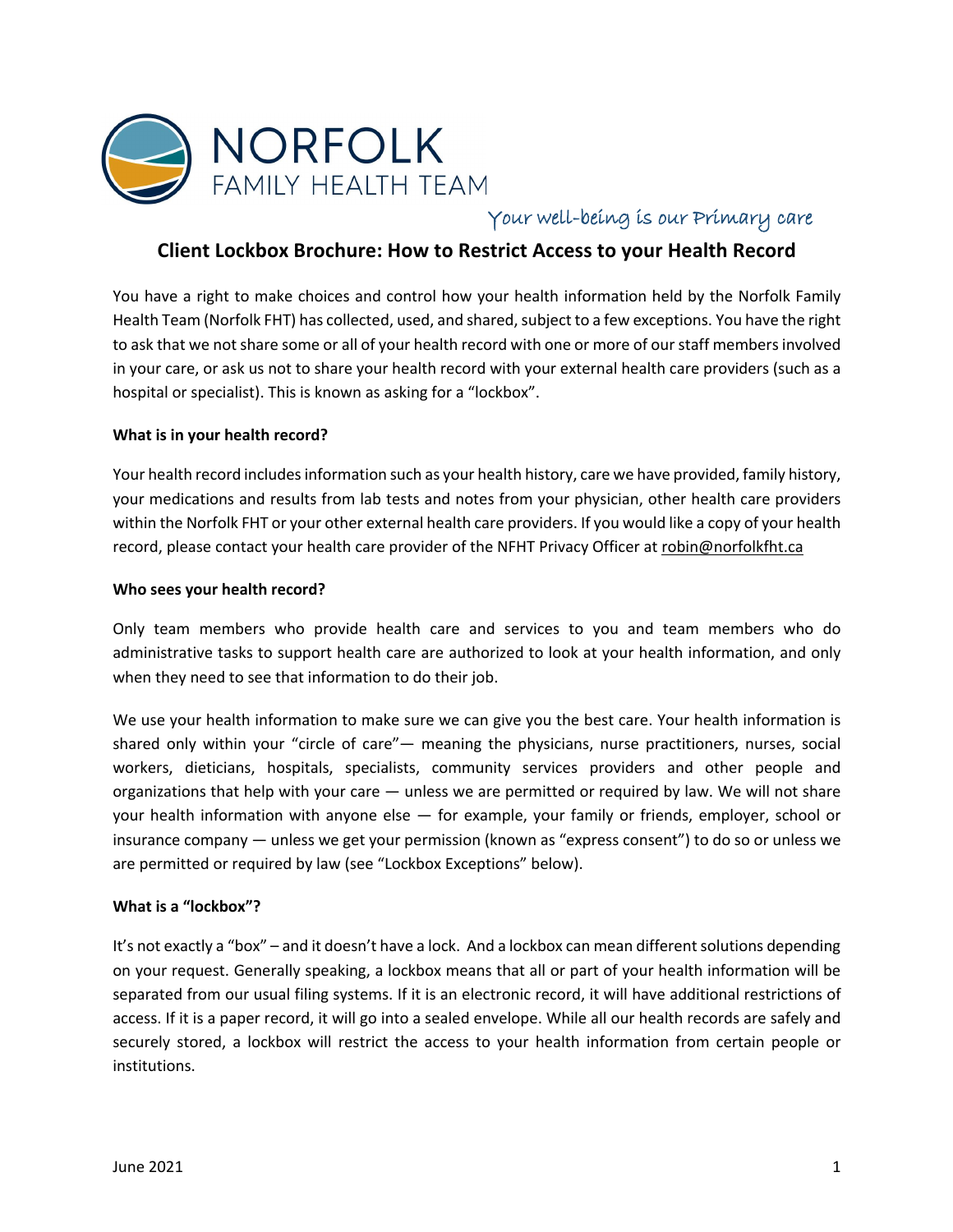NORFOLK
FAMILY HEALTH TEAM

*Your well-being is our Primary care*

# Client Lockbox Brochure: How to Restrict Access to your Health Record

You have a right to make choices and control how your health information held by the Norfolk Family Health Team (Norfolk FHT) has collected, used, and shared, subject to a few exceptions. You have the right to ask that we not share some or all of your health record with one or more of our staff members involved in your care, or ask us not to share your health record with your external health care providers (such as a hospital or specialist). This is known as asking for a "lockbox".

**What is in your health record?**

Your health record includes information such as your health history, care we have provided, family history, your medications and results from lab tests and notes from your physician, other health care providers within the Norfolk FHT or your other external health care providers. If you would like a copy of your health record, please contact your health care provider of the NFHT Privacy Officer at robin@norfolkfht.ca

**Who sees your health record?**

Only team members who provide health care and services to you and team members who do administrative tasks to support health care are authorized to look at your health information, and only when they need to see that information to do their job.

We use your health information to make sure we can give you the best care. Your health information is shared only within your "circle of care"— meaning the physicians, nurse practitioners, nurses, social workers, dieticians, hospitals, specialists, community services providers and other people and organizations that help with your care — unless we are permitted or required by law. We will not share your health information with anyone else — for example, your family or friends, employer, school or insurance company — unless we get your permission (known as "express consent") to do so or unless we are permitted or required by law (see "Lockbox Exceptions" below).

**What is a "lockbox"?**

It's not exactly a "box" – and it doesn't have a lock. And a lockbox can mean different solutions depending on your request. Generally speaking, a lockbox means that all or part of your health information will be separated from our usual filing systems. If it is an electronic record, it will have additional restrictions of access. If it is a paper record, it will go into a sealed envelope. While all our health records are safely and securely stored, a lockbox will restrict the access to your health information from certain people or institutions.

June 2021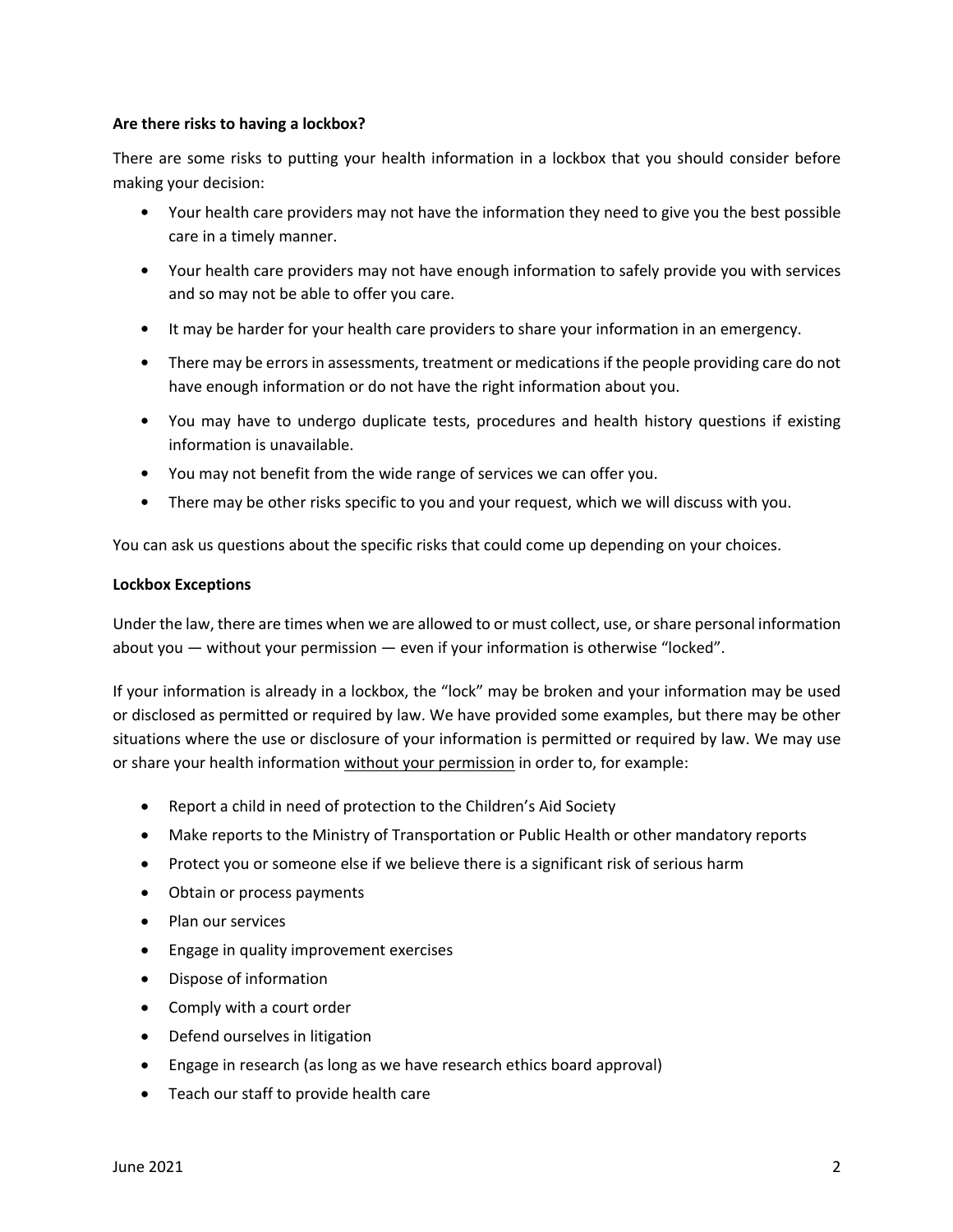**Are there risks to having a lockbox?**

There are some risks to putting your health information in a lockbox that you should consider before making your decision:

- Your health care providers may not have the information they need to give you the best possible care in a timely manner.
- Your health care providers may not have enough information to safely provide you with services and so may not be able to offer you care.
- It may be harder for your health care providers to share your information in an emergency.
- There may be errors in assessments, treatment or medications if the people providing care do not have enough information or do not have the right information about you.
- You may have to undergo duplicate tests, procedures and health history questions if existing information is unavailable.
- You may not benefit from the wide range of services we can offer you.
- There may be other risks specific to you and your request, which we will discuss with you.

You can ask us questions about the specific risks that could come up depending on your choices.

**Lockbox Exceptions**

Under the law, there are times when we are allowed to or must collect, use, or share personal information about you — without your permission — even if your information is otherwise "locked".

If your information is already in a lockbox, the "lock" may be broken and your information may be used or disclosed as permitted or required by law. We have provided some examples, but there may be other situations where the use or disclosure of your information is permitted or required by law. We may use or share your health information <u>without your permission</u> in order to, for example:

- Report a child in need of protection to the Children's Aid Society
- Make reports to the Ministry of Transportation or Public Health or other mandatory reports
- Protect you or someone else if we believe there is a significant risk of serious harm
- Obtain or process payments
- Plan our services
- Engage in quality improvement exercises
- Dispose of information
- Comply with a court order
- Defend ourselves in litigation
- Engage in research (as long as we have research ethics board approval)
- Teach our staff to provide health care

June 2021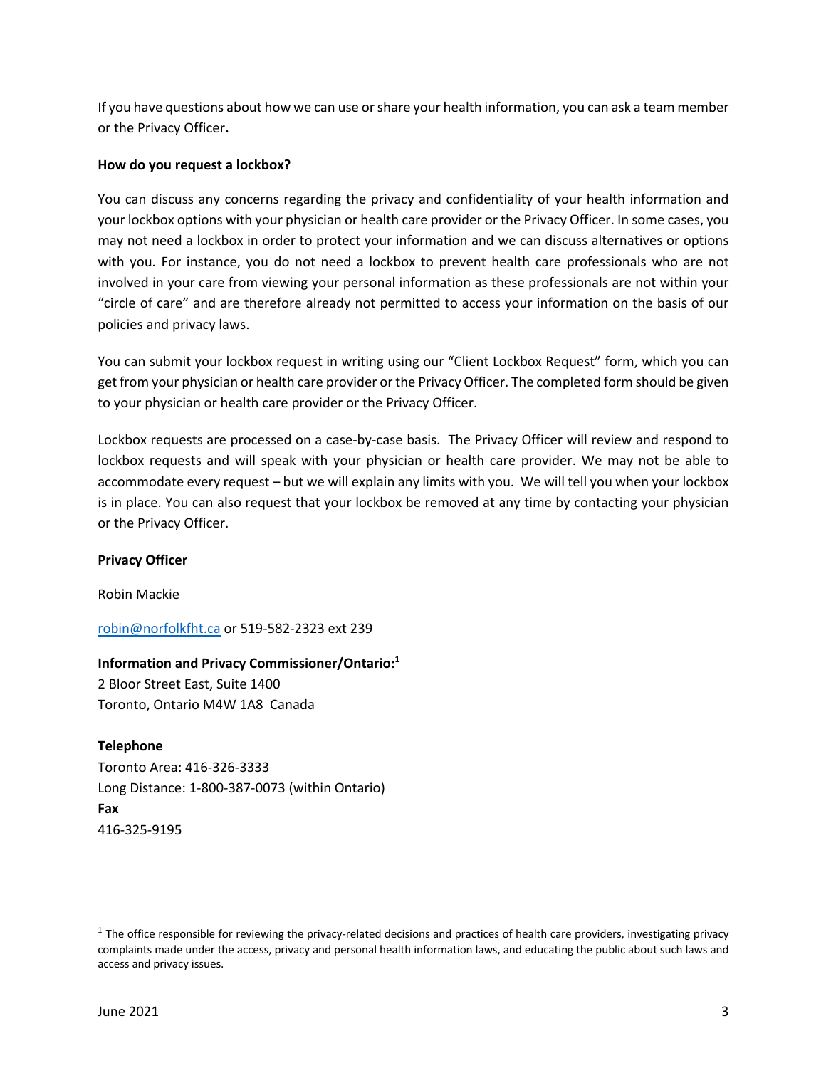If you have questions about how we can use or share your health information, you can ask a team member or the Privacy Officer**.**

**How do you request a lockbox?**

You can discuss any concerns regarding the privacy and confidentiality of your health information and your lockbox options with your physician or health care provider or the Privacy Officer. In some cases, you may not need a lockbox in order to protect your information and we can discuss alternatives or options with you. For instance, you do not need a lockbox to prevent health care professionals who are not involved in your care from viewing your personal information as these professionals are not within your "circle of care" and are therefore already not permitted to access your information on the basis of our policies and privacy laws.

You can submit your lockbox request in writing using our "Client Lockbox Request" form, which you can get from your physician or health care provider or the Privacy Officer. The completed form should be given to your physician or health care provider or the Privacy Officer.

Lockbox requests are processed on a case-by-case basis. The Privacy Officer will review and respond to lockbox requests and will speak with your physician or health care provider. We may not be able to accommodate every request – but we will explain any limits with you. We will tell you when your lockbox is in place. You can also request that your lockbox be removed at any time by contacting your physician or the Privacy Officer.

**Privacy Officer**

Robin Mackie

robin@norfolkfht.ca or 519-582-2323 ext 239

**Information and Privacy Commissioner/Ontario:**[1]
2 Bloor Street East, Suite 1400
Toronto, Ontario M4W 1A8 Canada

**Telephone**
Toronto Area: 416-326-3333
Long Distance: 1-800-387-0073 (within Ontario)
**Fax**
416-325-9195

[1] The office responsible for reviewing the privacy-related decisions and practices of health care providers, investigating privacy complaints made under the access, privacy and personal health information laws, and educating the public about such laws and access and privacy issues.

June 2021